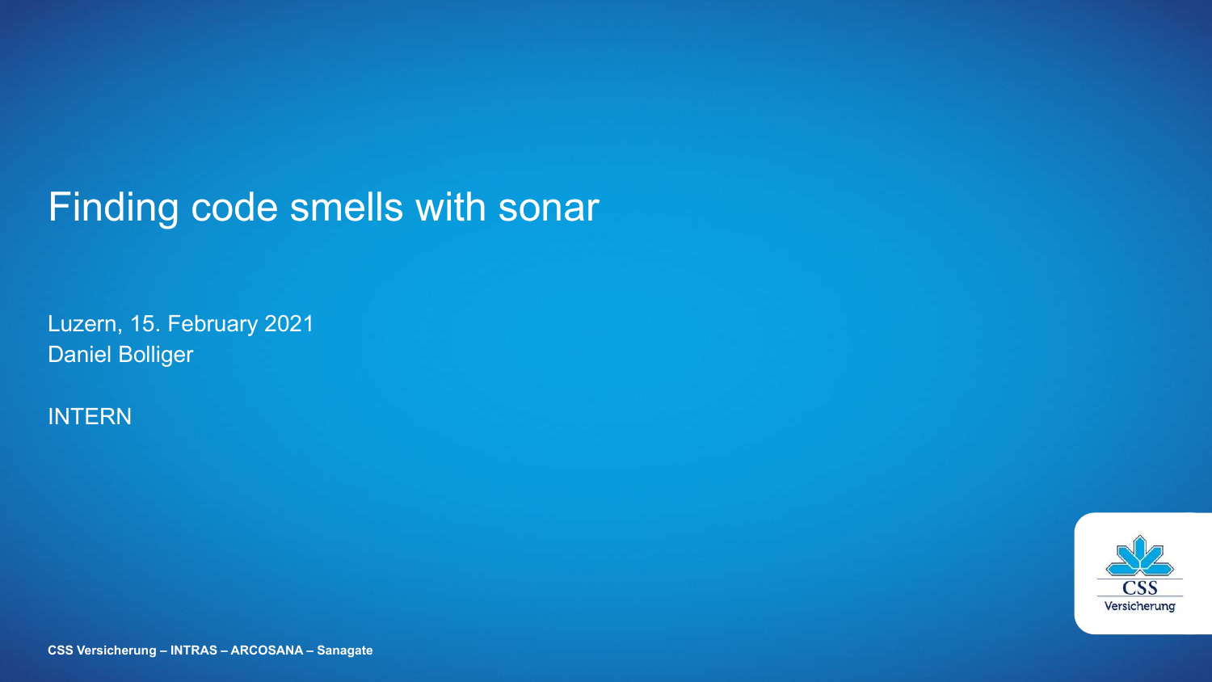# Finding code smells with sonar

Luzern, 15. February 2021
Daniel Bolliger

INTERN

**CSS Versicherung – INTRAS – ARCOSANA – Sanagate**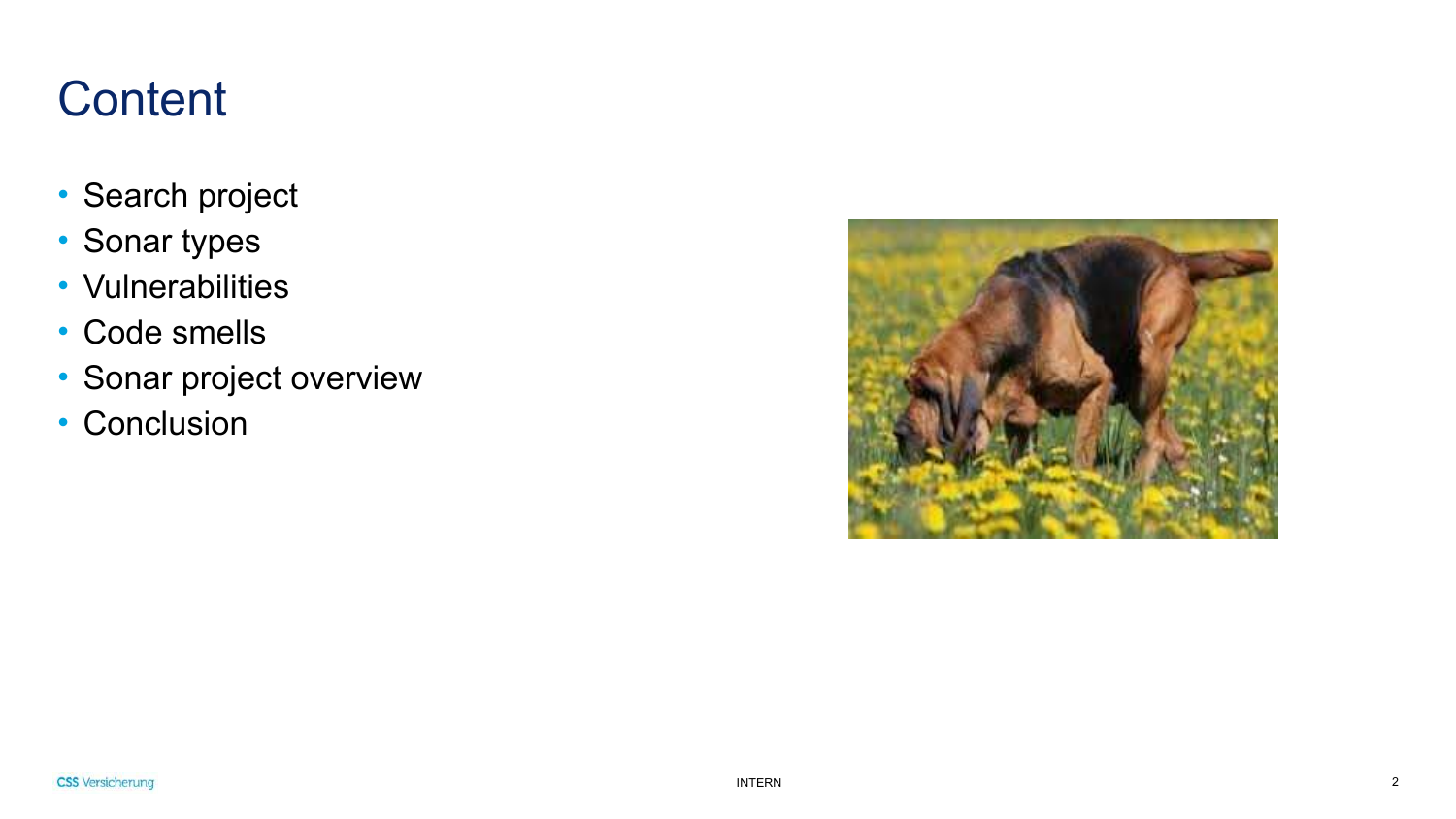# Content

- Search project
- Sonar types
- Vulnerabilities
- Code smells
- Sonar project overview
- Conclusion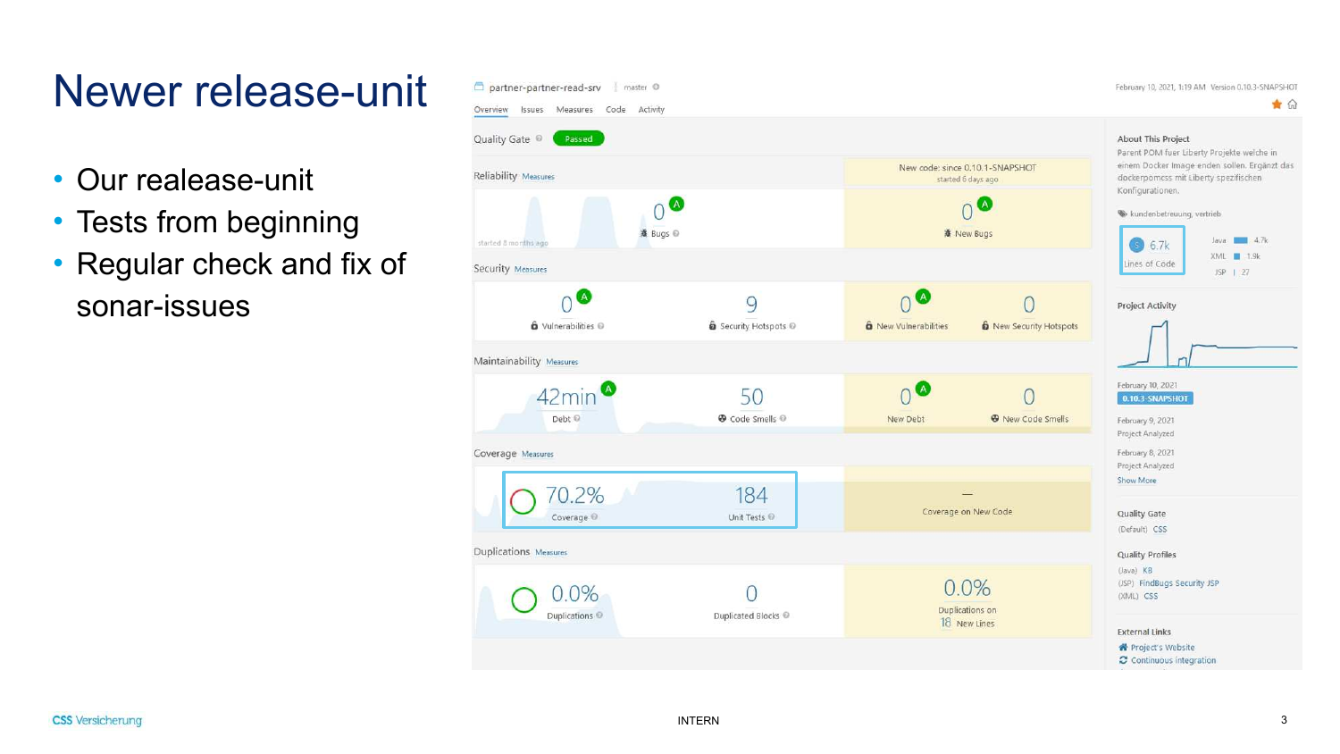# Newer release-unit

- Our realease-unit
- Tests from beginning
- Regular check and fix of sonar-issues

partner-partner-read-srv | master

Overview Issues Measures Code Activity

February 10, 2021, 1:19 AM Version 0.10.3-SNAPSHOT

Quality Gate: Passed

New code: since 0.10.1-SNAPSHOT, started 6 days ago

| Category | Overall | | New Code | |
|---|---|---|---|---|
| Reliability | 0 A Bugs | | 0 A New Bugs | |
| Security | 0 A Vulnerabilities | 9 Security Hotspots | 0 A New Vulnerabilities | 0 New Security Hotspots |
| Maintainability | 42min A Debt | 50 Code Smells | 0 A New Debt | 0 New Code Smells |
| Coverage | 70.2% Coverage | 184 Unit Tests | — Coverage on New Code | |
| Duplications | 0.0% Duplications | 0 Duplicated Blocks | 0.0% Duplications on 18 New Lines | |

**About This Project**

Parent POM fuer Liberty Projekte welche in einem Docker Image enden sollen. Ergänzt das dockerpomcss mit Liberty spezifischen Konfigurationen.

kundenbetreuung, vertrieb

6.7k Lines of Code — Java 4.7k, XML 1.9k, JSP 27

**Project Activity**

- February 10, 2021 — 0.10.3-SNAPSHOT
- February 9, 2021 — Project Analyzed
- February 8, 2021 — Project Analyzed
- Show More

**Quality Gate**

(Default) CSS

**Quality Profiles**

- (Java) KB
- (JSP) FindBugs Security JSP
- (XML) CSS

**External Links**

- Project's Website
- Continuous integration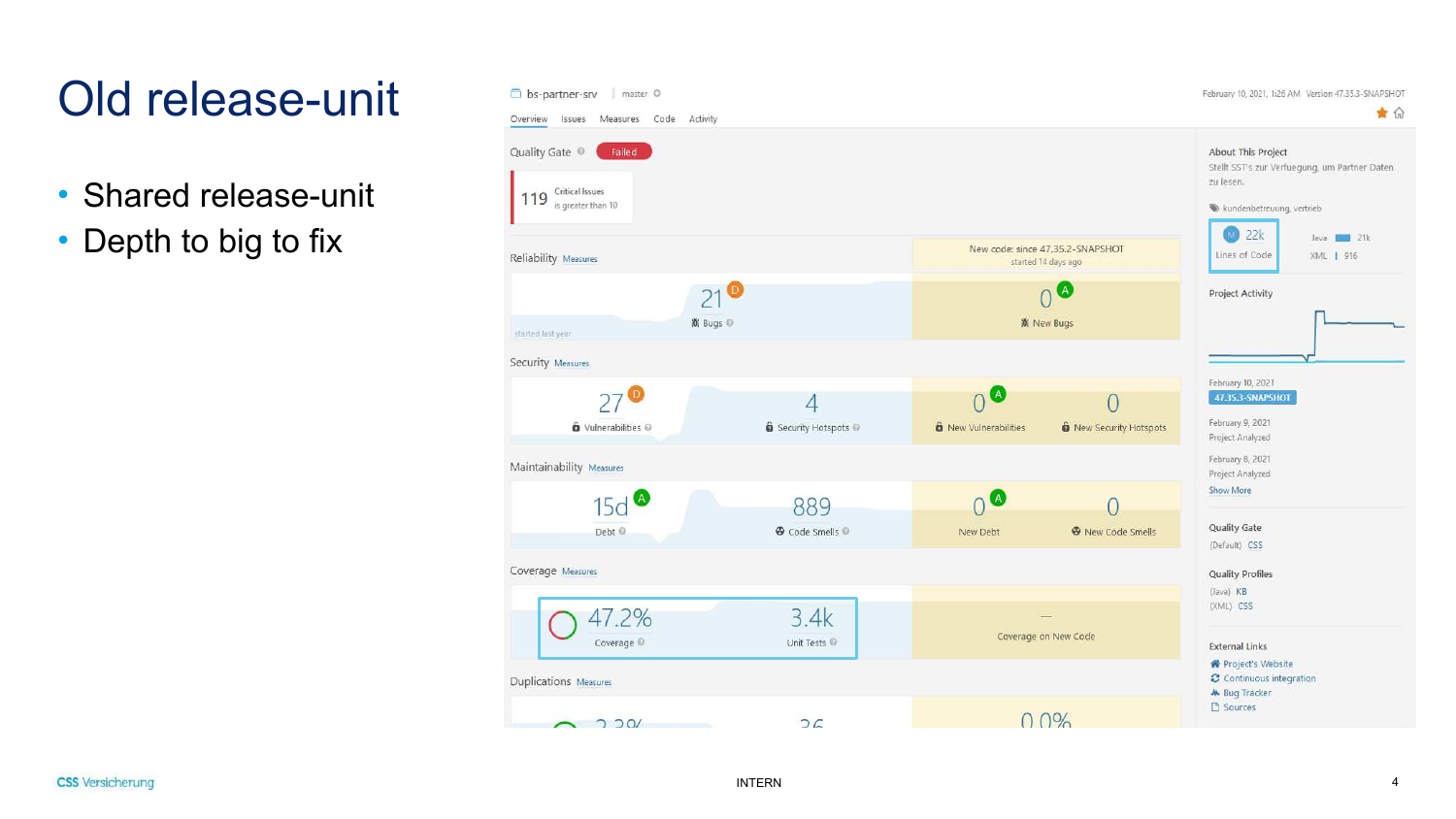# Old release-unit

- Shared release-unit
- Depth to big to fix

bs-partner-srv | master

Overview | Issues | Measures | Code | Activity

February 10, 2021, 1:26 AM Version 47.35.3-SNAPSHOT

Quality Gate: Failed

119 Critical Issues is greater than 10

New code: since 47.35.2-SNAPSHOT started 14 days ago

**Reliability** Measures

| | |
|---|---|
| 21 (D) Bugs | 0 (A) New Bugs |

**Security** Measures

| | | | |
|---|---|---|---|
| 27 (D) Vulnerabilities | 4 Security Hotspots | 0 (A) New Vulnerabilities | 0 New Security Hotspots |

**Maintainability** Measures

| | | | |
|---|---|---|---|
| 15d (A) Debt | 889 Code Smells | 0 (A) New Debt | 0 New Code Smells |

**Coverage** Measures

| | | |
|---|---|---|
| 47.2% Coverage | 3.4k Unit Tests | — Coverage on New Code |

**Duplications** Measures

| | | |
|---|---|---|
| 2.3% | 36 | 0.0% |

About This Project
Stellt SST's zur Verfuegung, um Partner Daten zu lesen.

kundenbetreuung, vertrieb

22k Lines of Code — Java 21k, XML 916

Project Activity

February 10, 2021 — 47.35.3-SNAPSHOT
February 9, 2021 — Project Analyzed
February 8, 2021 — Project Analyzed
Show More

Quality Gate: (Default) CSS

Quality Profiles: (Java) KB, (XML) CSS

External Links: Project's Website, Continuous integration, Bug Tracker, Sources

CSS Versicherung — INTERN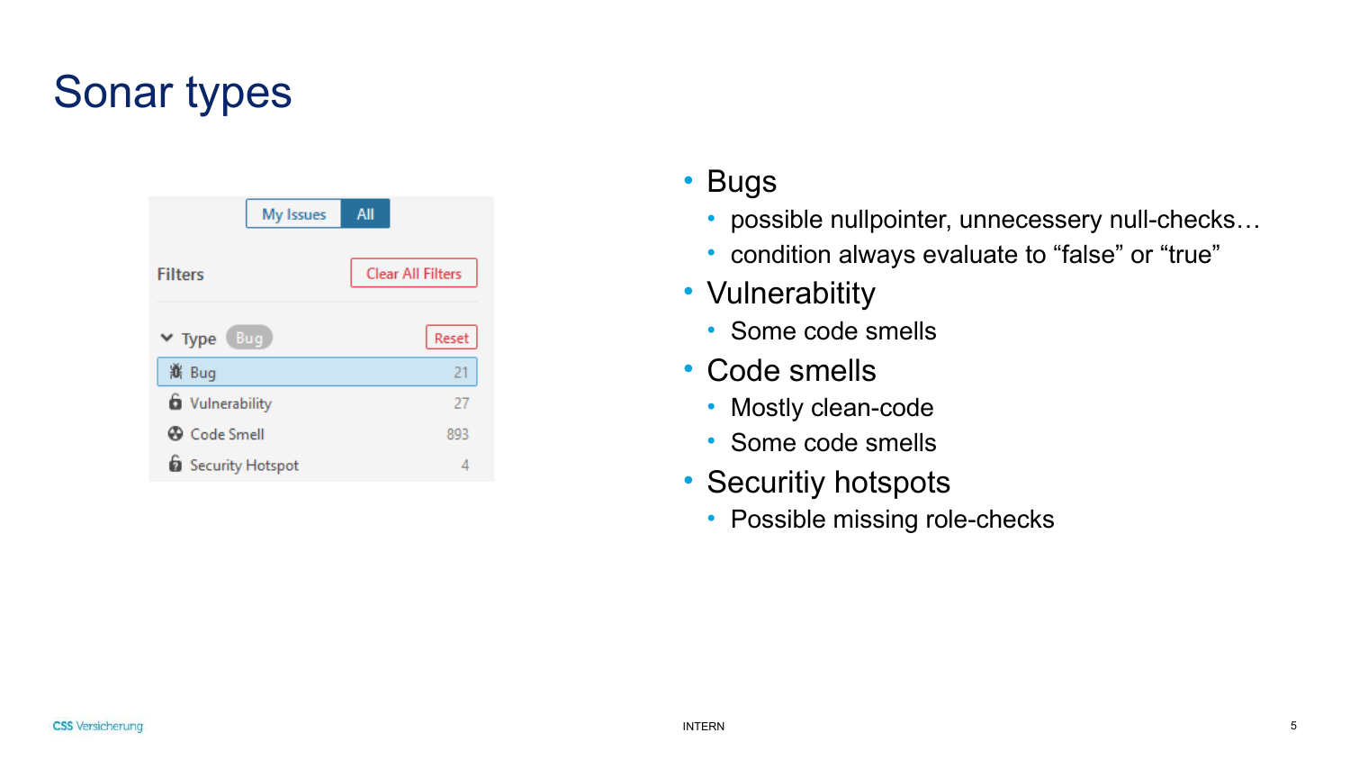# Sonar types

My Issues | All

Filters — Clear All Filters

Type: Bug — Reset

| Type | Count |
| --- | --- |
| Bug | 21 |
| Vulnerability | 27 |
| Code Smell | 893 |
| Security Hotspot | 4 |

- Bugs
  - possible nullpointer, unnecessery null-checks…
  - condition always evaluate to “false” or “true”
- Vulnerabitity
  - Some code smells
- Code smells
  - Mostly clean-code
  - Some code smells
- Securitiy hotspots
  - Possible missing role-checks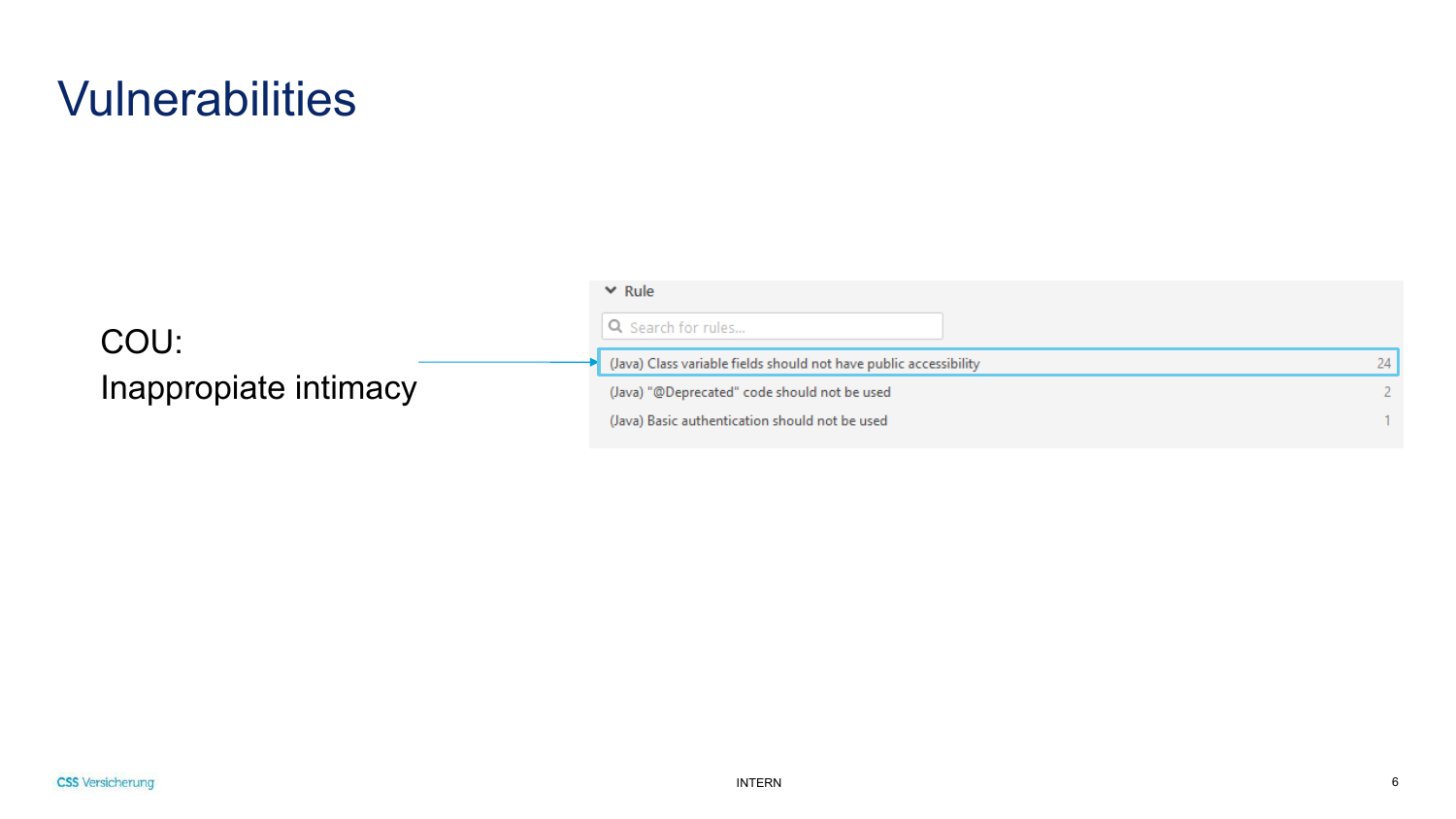# Vulnerabilities

COU:
Inappropiate intimacy

| Rule | |
|---|---|
| (Java) Class variable fields should not have public accessibility | 24 |
| (Java) "@Deprecated" code should not be used | 2 |
| (Java) Basic authentication should not be used | 1 |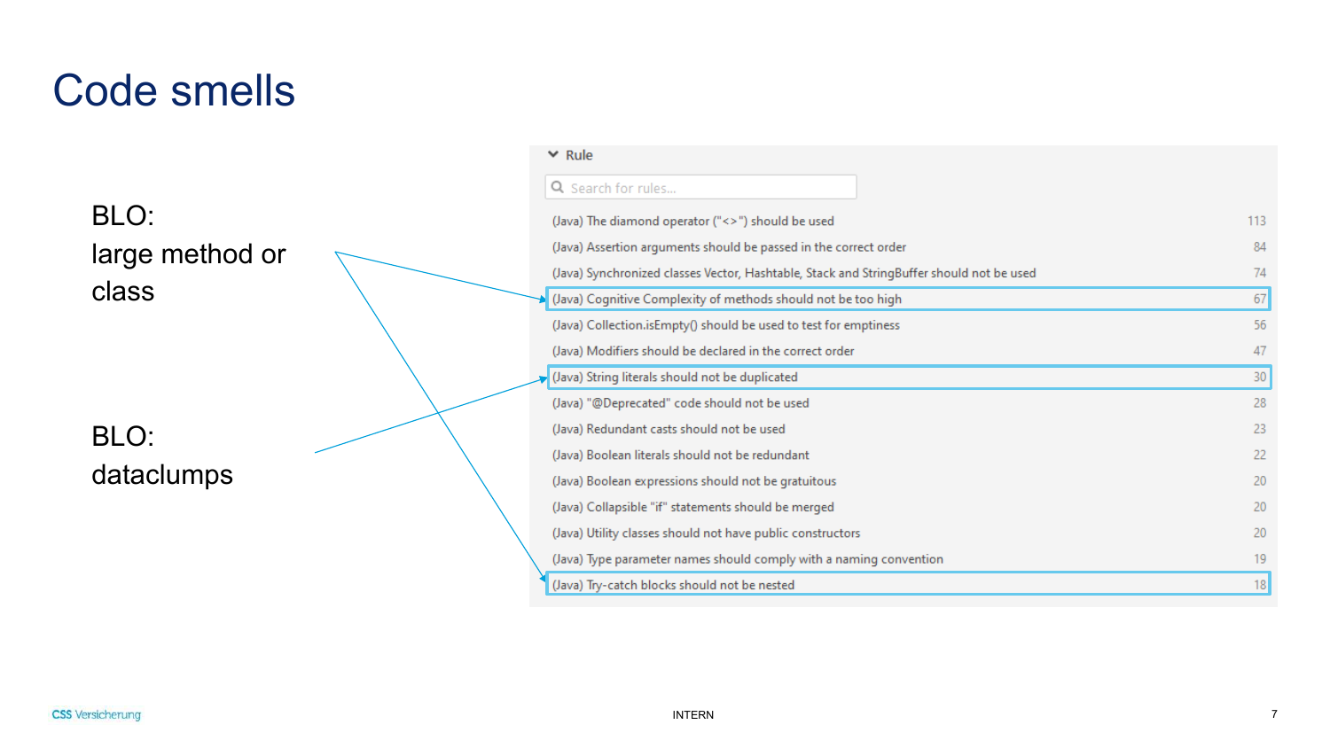# Code smells

BLO:
large method or class

BLO:
dataclumps

**Rule**

Search for rules...

| Rule | Count |
| --- | --- |
| (Java) The diamond operator ("<>") should be used | 113 |
| (Java) Assertion arguments should be passed in the correct order | 84 |
| (Java) Synchronized classes Vector, Hashtable, Stack and StringBuffer should not be used | 74 |
| (Java) Cognitive Complexity of methods should not be too high | 67 |
| (Java) Collection.isEmpty() should be used to test for emptiness | 56 |
| (Java) Modifiers should be declared in the correct order | 47 |
| (Java) String literals should not be duplicated | 30 |
| (Java) "@Deprecated" code should not be used | 28 |
| (Java) Redundant casts should not be used | 23 |
| (Java) Boolean literals should not be redundant | 22 |
| (Java) Boolean expressions should not be gratuitous | 20 |
| (Java) Collapsible "if" statements should be merged | 20 |
| (Java) Utility classes should not have public constructors | 20 |
| (Java) Type parameter names should comply with a naming convention | 19 |
| (Java) Try-catch blocks should not be nested | 18 |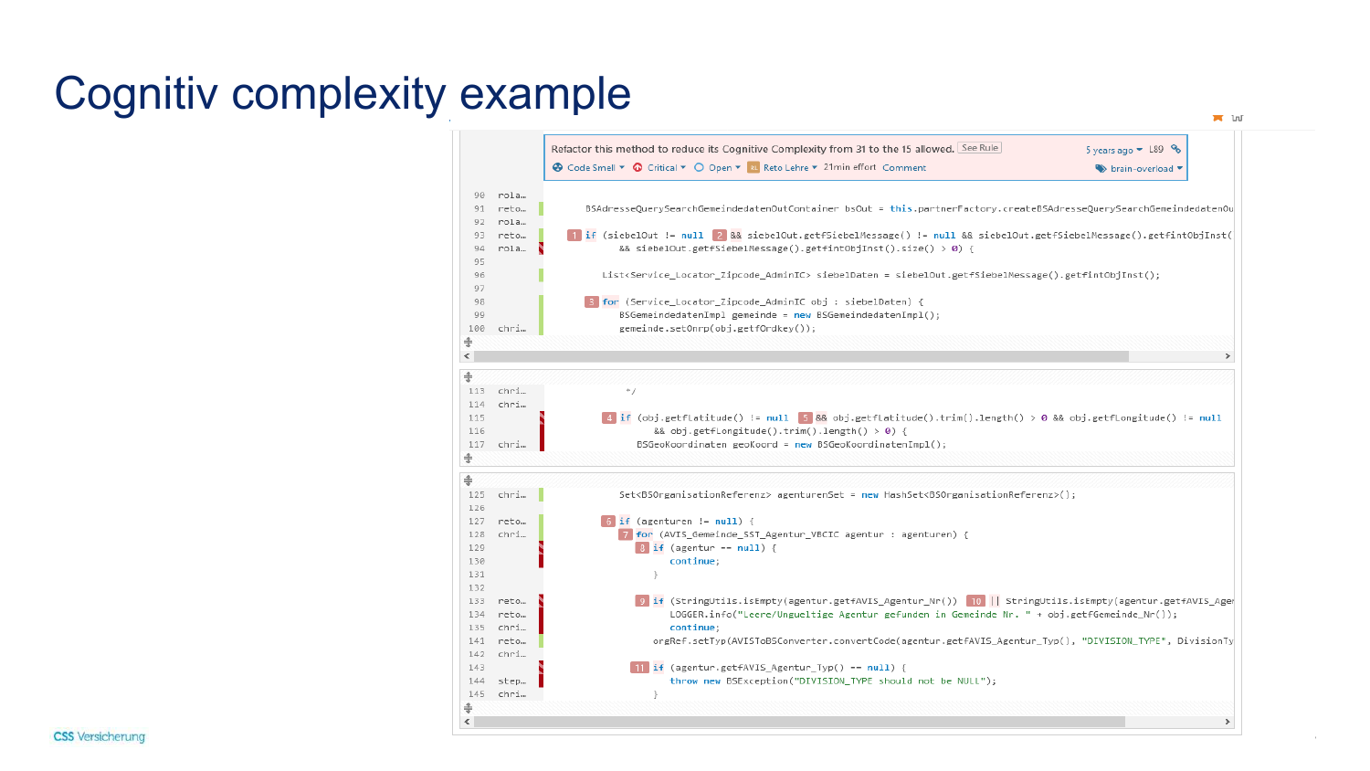# Cognitiv complexity example

Refactor this method to reduce its Cognitive Complexity from 31 to the 15 allowed. See Rule

5 years ago ▾ L89

Code Smell ▾ Critical ▾ Open ▾ Reto Lehre ▾ 21min effort Comment

brain-overload ▾

```
90   rola…
91   reto…     BSAdresseQuerySearchGemeindedatenOutContainer bsOut = this.partnerFactory.createBSAdresseQuerySearchGemeindedatenOu
92   rola…
93   reto…     [1] if (siebelOut != null [2] && siebelOut.getfSiebelMessage() != null && siebelOut.getfSiebelMessage().getfIntObjInst(
94   rola…             && siebelOut.getfSiebelMessage().getfIntObjInst().size() > 0) {
95
96                 List<Service_Locator_Zipcode_AdminIC> siebelDaten = siebelOut.getfSiebelMessage().getfIntObjInst();
97
98             [3] for (Service_Locator_Zipcode_AdminIC obj : siebelDaten) {
99                     BSGemeindedatenImpl gemeinde = new BSGemeindedatenImpl();
100  chri…             gemeinde.setOnrp(obj.getfOrdkey());

113  chri…                 */
114  chri…
115  chri…         [4] if (obj.getfLatitude() != null [5] && obj.getfLatitude().trim().length() > 0 && obj.getfLongitude() != null
116                        && obj.getfLongitude().trim().length() > 0) {
117  chri…                 BSGeoKoordinaten geoKoord = new BSGeoKoordinatenImpl();

125  chri…             Set<BSOrganisationReferenz> agentenSet = new HashSet<BSOrganisationReferenz>();
126
127  reto…         [6] if (agenturen != null) {
128  chri…             [7] for (AVIS_Gemeinde_SST_Agentur_VBCIC agentur : agenturen) {
129                        [8] if (agentur == null) {
130                                continue;
131                            }
132
133  reto…                 [9] if (StringUtils.isEmpty(agentur.getfAVIS_Agentur_Nr()) [10] || StringUtils.isEmpty(agentur.getfAVIS_Ager
134  reto…                         LOGGER.info("Leere/Ungueltige Agentur gefunden in Gemeinde Nr. " + obj.getfGemeinde_Nr());
135  chri…                         continue;
141  reto…                 orgRef.setTyp(AVISToBSConverter.convertCode(agentur.getfAVIS_Agentur_Typ(), "DIVISION_TYPE", DivisionTy
142  chri…
143                    [11] if (agentur.getfAVIS_Agentur_Typ() == null) {
144  step…                         throw new BSException("DIVISION_TYPE should not be NULL");
145  chri…                     }
```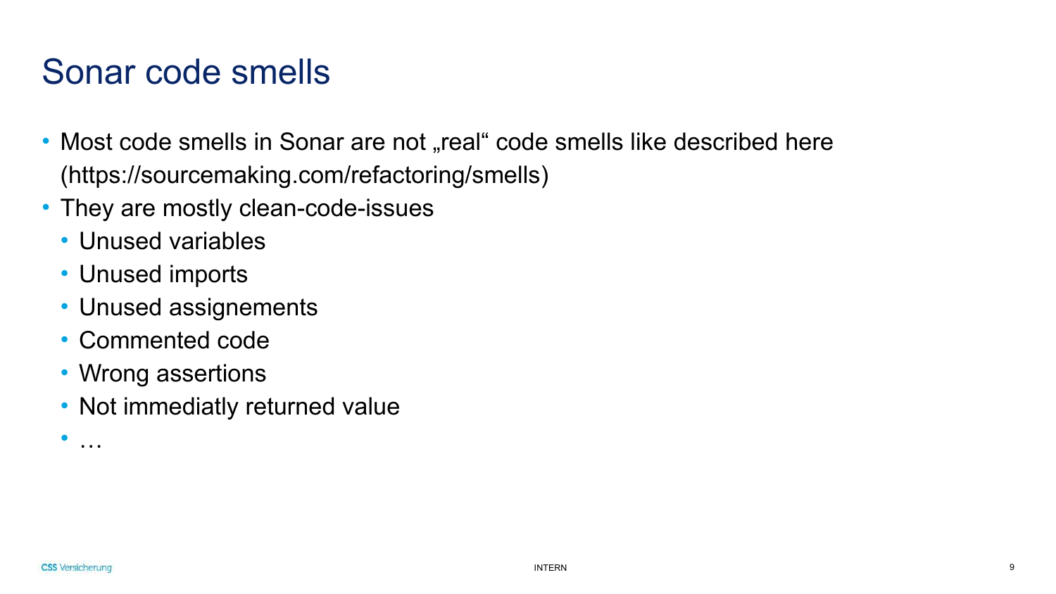# Sonar code smells

- Most code smells in Sonar are not „real“ code smells like described here (https://sourcemaking.com/refactoring/smells)
- They are mostly clean-code-issues
  - Unused variables
  - Unused imports
  - Unused assignements
  - Commented code
  - Wrong assertions
  - Not immediatly returned value
  - …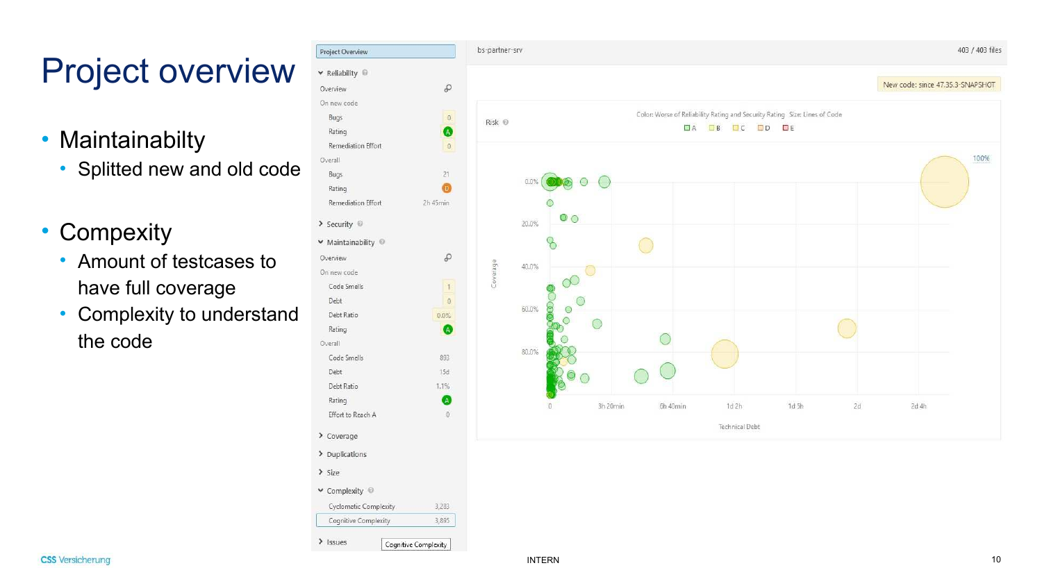# Project overview

- Maintainabilty
  - Splitted new and old code
- Compexity
  - Amount of testcases to have full coverage
  - Complexity to understand the code

Project Overview

bs-partner-srv

403 / 403 files

New code: since 47.35.3-SNAPSHOT

- Reliability
  - Overview
  - On new code
    - Bugs 0
    - Rating A
    - Remediation Effort 0
  - Overall
    - Bugs 21
    - Rating D
    - Remediation Effort 2h 45min
- Security
- Maintainability
  - Overview
  - On new code
    - Code Smells 1
    - Debt 0
    - Debt Ratio 0.0%
    - Rating A
  - Overall
    - Code Smells 893
    - Debt 15d
    - Debt Ratio 1.1%
    - Rating A
    - Effort to Reach A 0
- Coverage
- Duplications
- Size
- Complexity
  - Cyclomatic Complexity 3,283
  - Cognitive Complexity 3,895
- Issues

Cognitive Complexity

Risk

Color: Worse of Reliability Rating and Security Rating Size: Lines of Code

A B C D E

100%

Coverage: 0.0%, 20.0%, 40.0%, 60.0%, 80.0%

Technical Debt: 0, 3h 20min, 6h 40min, 1d 2h, 1d 5h, 2d, 2d 4h

INTERN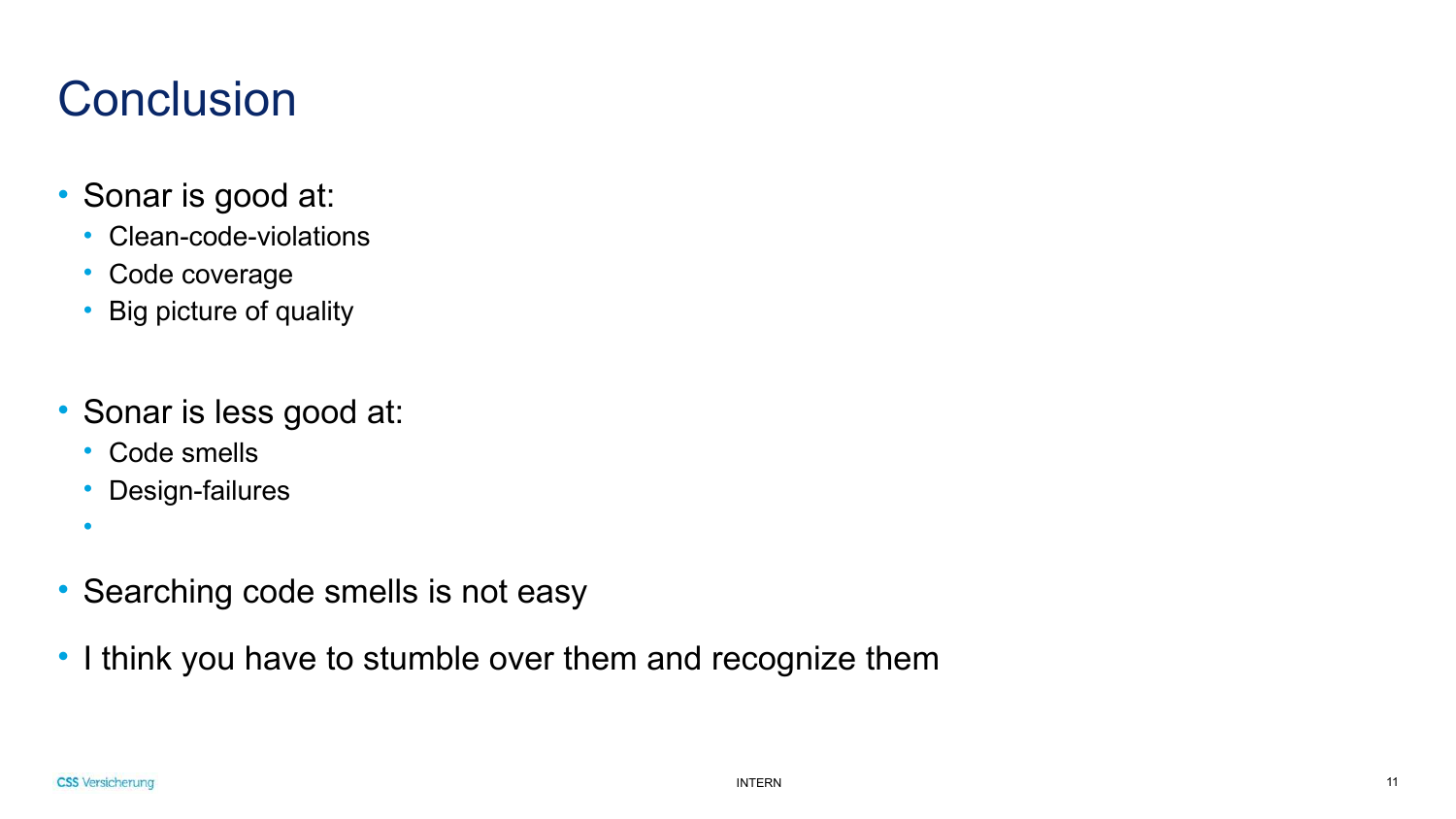# Conclusion

- Sonar is good at:
  - Clean-code-violations
  - Code coverage
  - Big picture of quality

- Sonar is less good at:
  - Code smells
  - Design-failures
  -

- Searching code smells is not easy
- I think you have to stumble over them and recognize them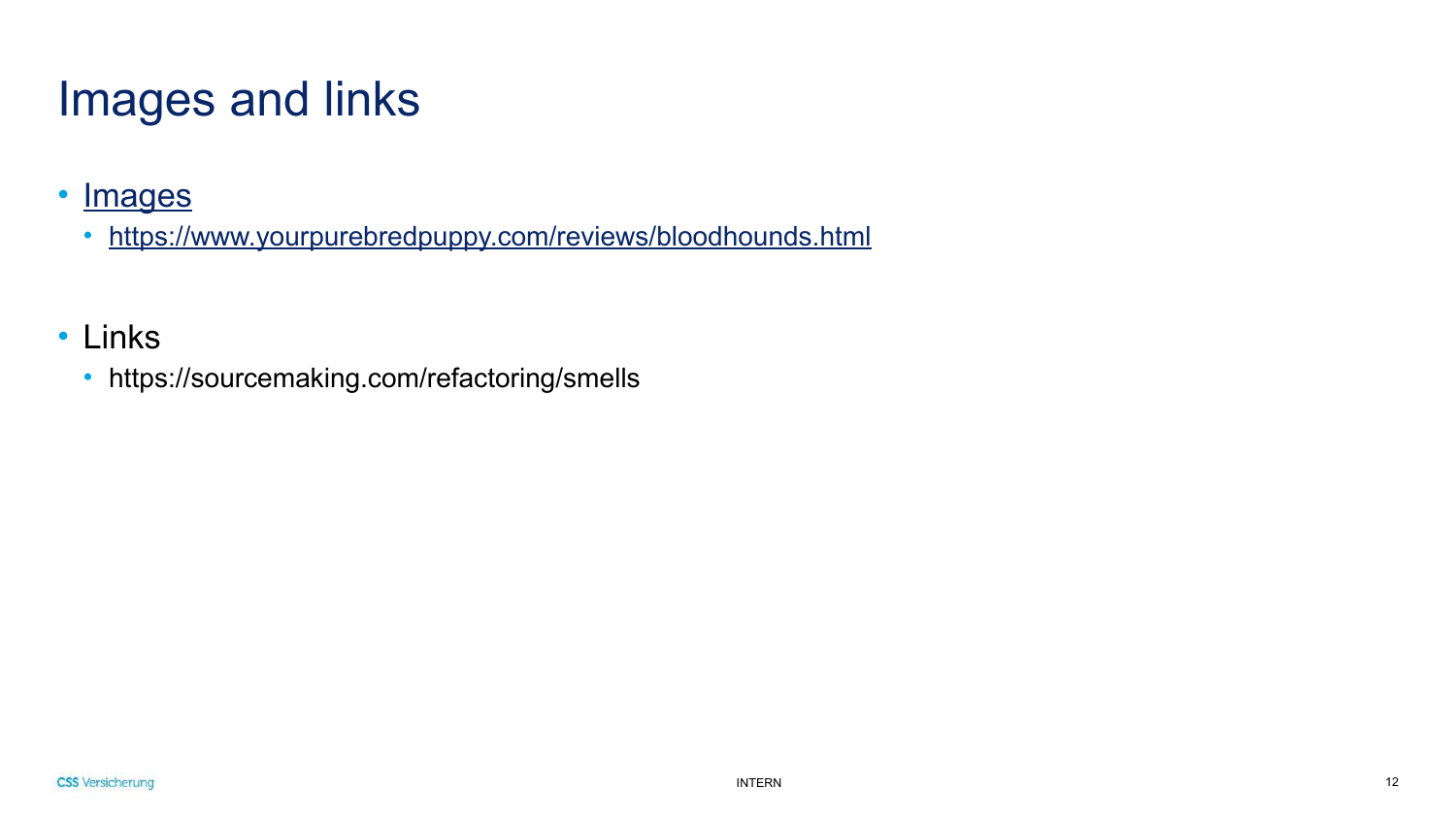# Images and links

- Images
  - https://www.yourpurebredpuppy.com/reviews/bloodhounds.html

- Links
  - https://sourcemaking.com/refactoring/smells